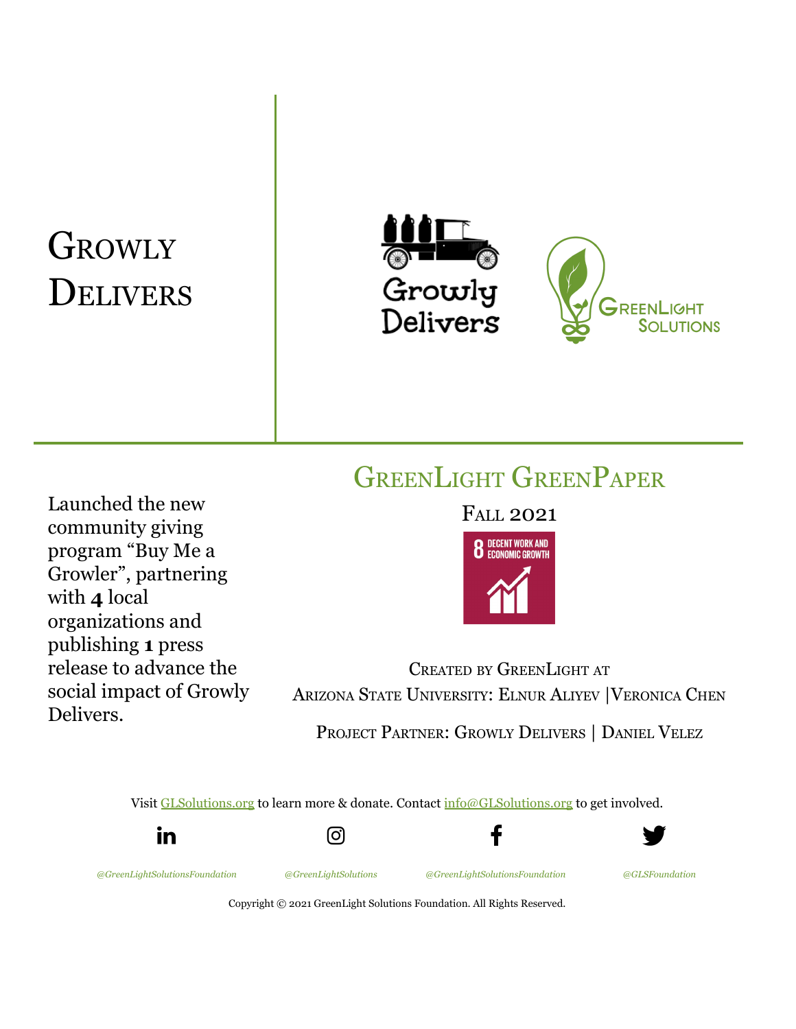# Growly Delivers

Launched the new community giving program "Buy Me a Growler", partnering with **4** local organizations and publishing **1** press release to advance the social impact of Growly Delivers.

## GreenLight GreenPaper

Fall 2021

8 DECENT WORK AND ECONOMIC GROWTH

Created by GreenLight at
Arizona State University: Elnur Aliyev | Veronica Chen

Project Partner: Growly Delivers | Daniel Velez

Visit GLSolutions.org to learn more & donate. Contact info@GLSolutions.org to get involved.

*@GreenLightSolutionsFoundation* *@GreenLightSolutions* *@GreenLightSolutionsFoundation* *@GLSFoundation*

Copyright © 2021 GreenLight Solutions Foundation. All Rights Reserved.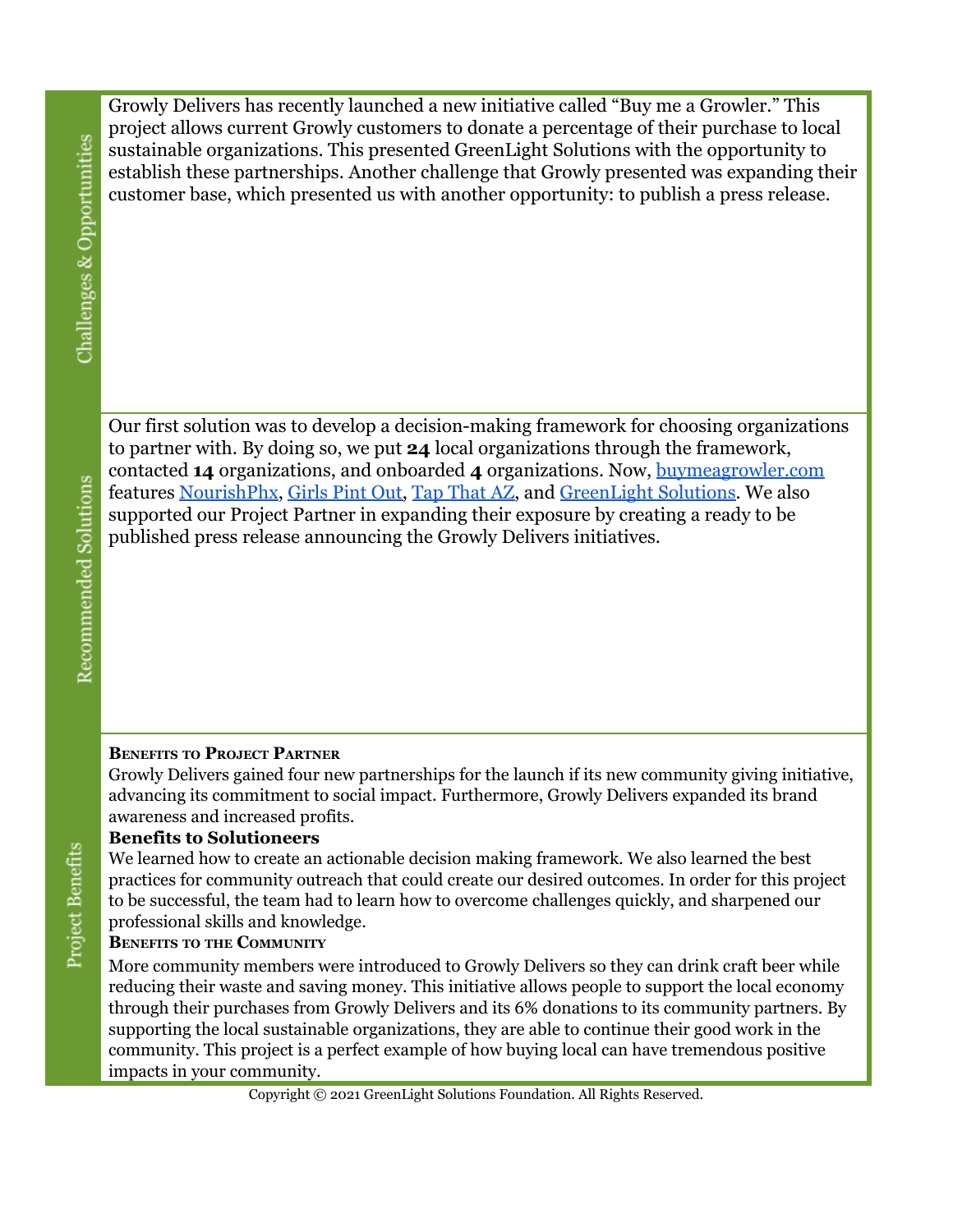## Challenges & Opportunities

Growly Delivers has recently launched a new initiative called "Buy me a Growler." This project allows current Growly customers to donate a percentage of their purchase to local sustainable organizations. This presented GreenLight Solutions with the opportunity to establish these partnerships. Another challenge that Growly presented was expanding their customer base, which presented us with another opportunity: to publish a press release.

## Recommended Solutions

Our first solution was to develop a decision-making framework for choosing organizations to partner with. By doing so, we put **24** local organizations through the framework, contacted **14** organizations, and onboarded **4** organizations. Now, buymeagrowler.com features NourishPhx, Girls Pint Out, Tap That AZ, and GreenLight Solutions. We also supported our Project Partner in expanding their exposure by creating a ready to be published press release announcing the Growly Delivers initiatives.

## Project Benefits

**Benefits to Project Partner**

Growly Delivers gained four new partnerships for the launch if its new community giving initiative, advancing its commitment to social impact. Furthermore, Growly Delivers expanded its brand awareness and increased profits.

**Benefits to Solutioneers**

We learned how to create an actionable decision making framework. We also learned the best practices for community outreach that could create our desired outcomes. In order for this project to be successful, the team had to learn how to overcome challenges quickly, and sharpened our professional skills and knowledge.

**Benefits to the Community**

More community members were introduced to Growly Delivers so they can drink craft beer while reducing their waste and saving money. This initiative allows people to support the local economy through their purchases from Growly Delivers and its 6% donations to its community partners. By supporting the local sustainable organizations, they are able to continue their good work in the community. This project is a perfect example of how buying local can have tremendous positive impacts in your community.

Copyright © 2021 GreenLight Solutions Foundation. All Rights Reserved.